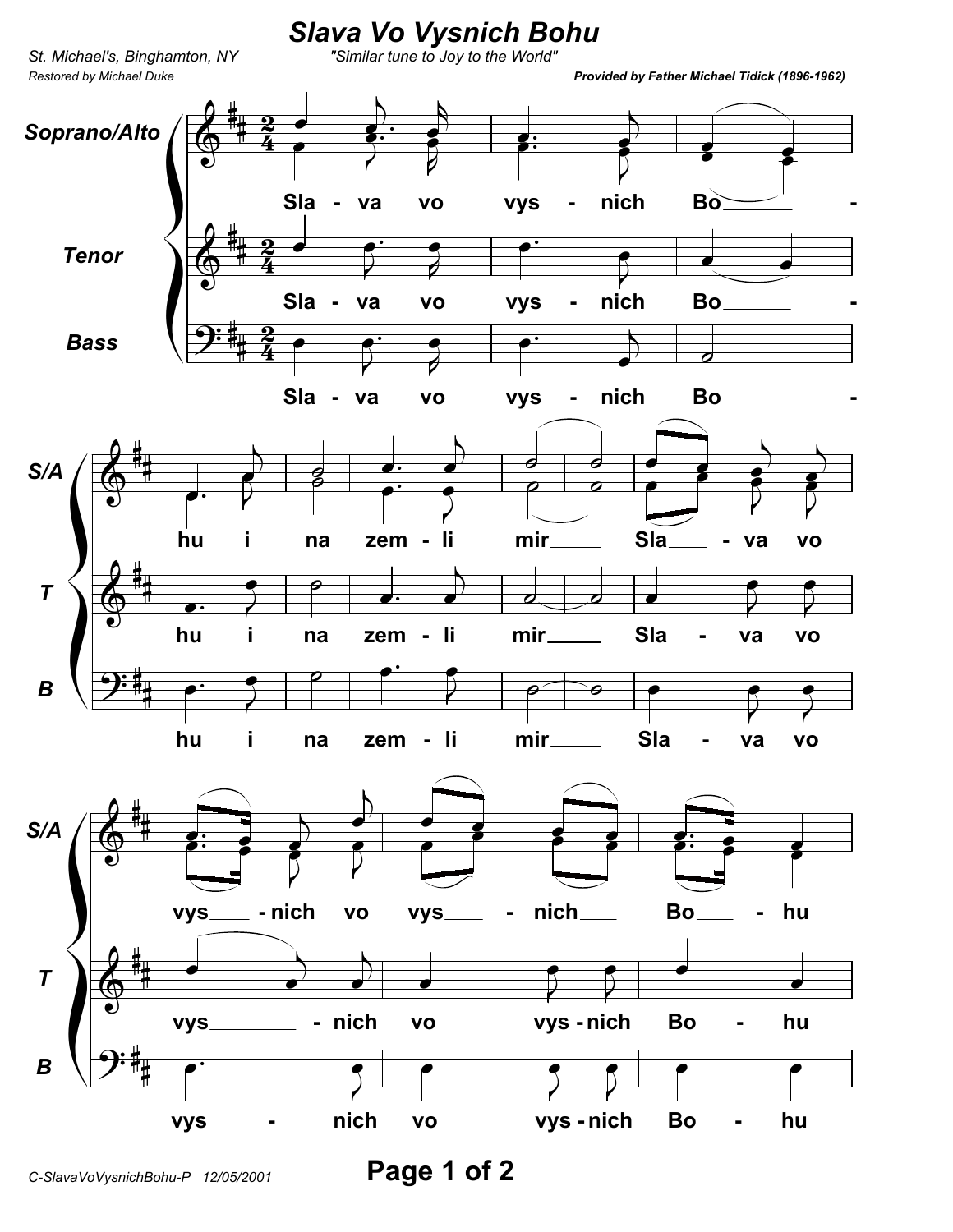# Slava Vo Vysnich Bohu

St. Michael's, Binghamton, NY

"Similar tune to Joy to the World"

Restored by Michael Duke

**Provided by Father Michael Tidick (1896-1962)**

Soprano/Alto

Tenor

Bass

Sla - va vo vys - nich Bo - hu i na zem - li mir Sla - va vo vys - nich vo vys - nich Bo - hu

C-SlavaVoVysnichBohu-P 12/05/2001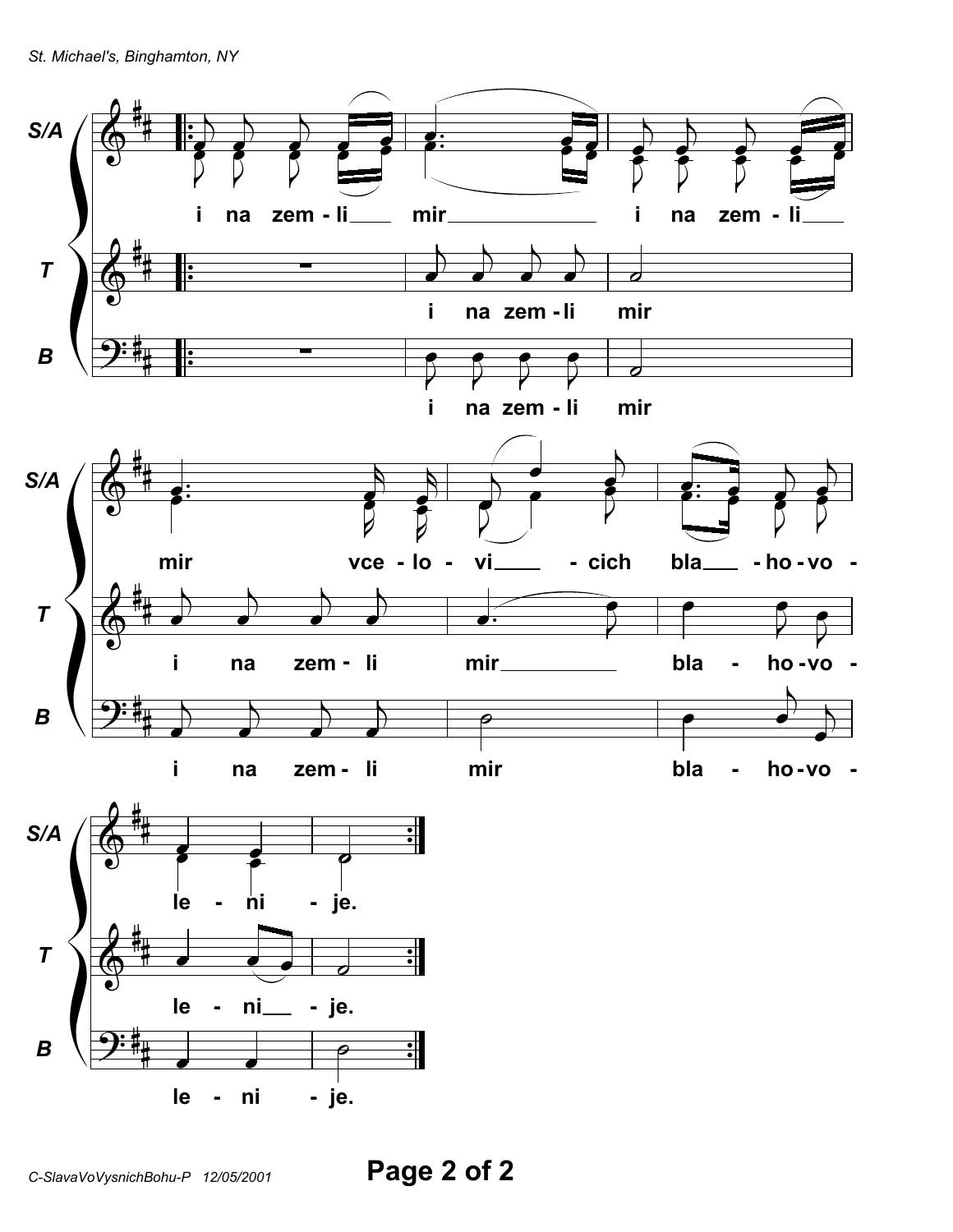St. Michael's, Binghamton, NY

S/A

T

B

i na zem - li mir i na zem - li

i na zem - li mir

i na zem - li mir

mir vce - lo - vi - cich bla - ho - vo -

i na zem - li mir bla - ho - vo -

i na zem - li mir bla - ho - vo -

le - ni - je.

le - ni - je.

le - ni - je.

C-SlavaVoVysnichBohu-P 12/05/2001